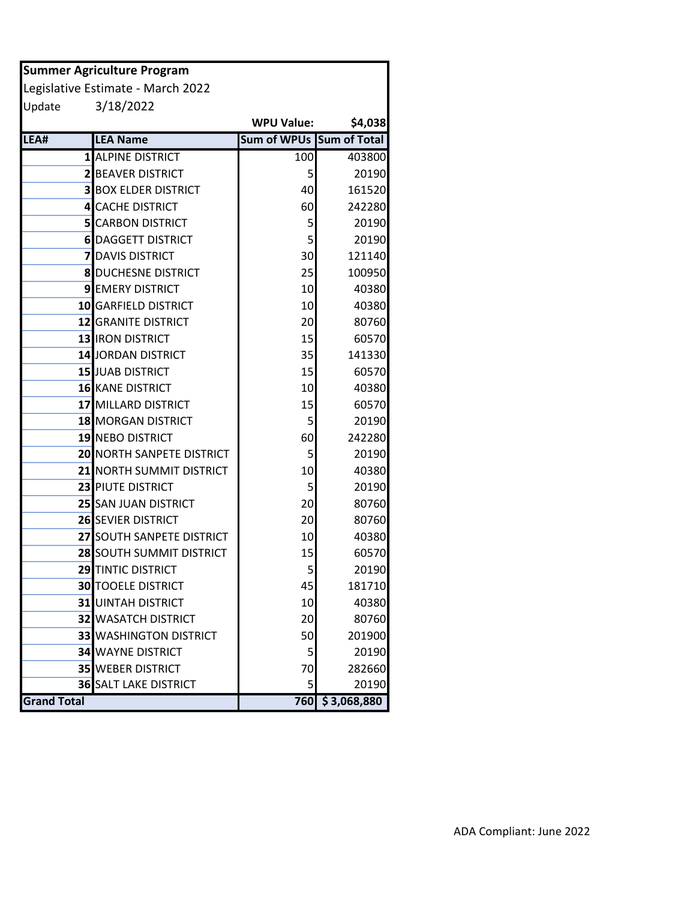**Summer Agriculture Program**

Legislative Estimate - March 2022

Update 3/18/2022

| LEA# | LEA Name | Sum of WPUs | Sum of Total |
|---|---|---|---|
| | | WPU Value: | $4,038 |
| 1 | ALPINE DISTRICT | 100 | 403800 |
| 2 | BEAVER DISTRICT | 5 | 20190 |
| 3 | BOX ELDER DISTRICT | 40 | 161520 |
| 4 | CACHE DISTRICT | 60 | 242280 |
| 5 | CARBON DISTRICT | 5 | 20190 |
| 6 | DAGGETT DISTRICT | 5 | 20190 |
| 7 | DAVIS DISTRICT | 30 | 121140 |
| 8 | DUCHESNE DISTRICT | 25 | 100950 |
| 9 | EMERY DISTRICT | 10 | 40380 |
| 10 | GARFIELD DISTRICT | 10 | 40380 |
| 12 | GRANITE DISTRICT | 20 | 80760 |
| 13 | IRON DISTRICT | 15 | 60570 |
| 14 | JORDAN DISTRICT | 35 | 141330 |
| 15 | JUAB DISTRICT | 15 | 60570 |
| 16 | KANE DISTRICT | 10 | 40380 |
| 17 | MILLARD DISTRICT | 15 | 60570 |
| 18 | MORGAN DISTRICT | 5 | 20190 |
| 19 | NEBO DISTRICT | 60 | 242280 |
| 20 | NORTH SANPETE DISTRICT | 5 | 20190 |
| 21 | NORTH SUMMIT DISTRICT | 10 | 40380 |
| 23 | PIUTE DISTRICT | 5 | 20190 |
| 25 | SAN JUAN DISTRICT | 20 | 80760 |
| 26 | SEVIER DISTRICT | 20 | 80760 |
| 27 | SOUTH SANPETE DISTRICT | 10 | 40380 |
| 28 | SOUTH SUMMIT DISTRICT | 15 | 60570 |
| 29 | TINTIC DISTRICT | 5 | 20190 |
| 30 | TOOELE DISTRICT | 45 | 181710 |
| 31 | UINTAH DISTRICT | 10 | 40380 |
| 32 | WASATCH DISTRICT | 20 | 80760 |
| 33 | WASHINGTON DISTRICT | 50 | 201900 |
| 34 | WAYNE DISTRICT | 5 | 20190 |
| 35 | WEBER DISTRICT | 70 | 282660 |
| 36 | SALT LAKE DISTRICT | 5 | 20190 |
| **Grand Total** | | **760** | **$ 3,068,880** |

ADA Compliant: June 2022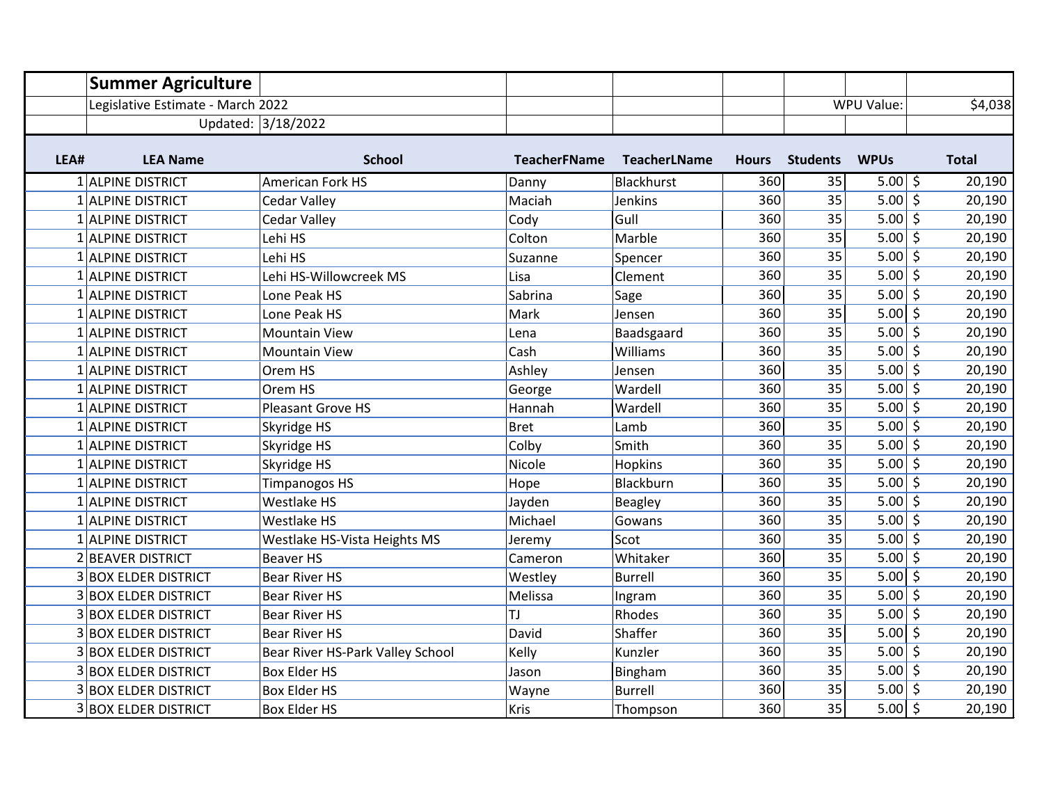## Summer Agriculture

Legislative Estimate - March 2022

Updated: 3/18/2022

WPU Value: $4,038

| LEA# | LEA Name | School | TeacherFName | TeacherLName | Hours | Students | WPUs | Total |
|---|---|---|---|---|---|---|---|---|
| 1 | ALPINE DISTRICT | American Fork HS | Danny | Blackhurst | 360 | 35 | 5.00 | $ 20,190 |
| 1 | ALPINE DISTRICT | Cedar Valley | Maciah | Jenkins | 360 | 35 | 5.00 | $ 20,190 |
| 1 | ALPINE DISTRICT | Cedar Valley | Cody | Gull | 360 | 35 | 5.00 | $ 20,190 |
| 1 | ALPINE DISTRICT | Lehi HS | Colton | Marble | 360 | 35 | 5.00 | $ 20,190 |
| 1 | ALPINE DISTRICT | Lehi HS | Suzanne | Spencer | 360 | 35 | 5.00 | $ 20,190 |
| 1 | ALPINE DISTRICT | Lehi HS-Willowcreek MS | Lisa | Clement | 360 | 35 | 5.00 | $ 20,190 |
| 1 | ALPINE DISTRICT | Lone Peak HS | Sabrina | Sage | 360 | 35 | 5.00 | $ 20,190 |
| 1 | ALPINE DISTRICT | Lone Peak HS | Mark | Jensen | 360 | 35 | 5.00 | $ 20,190 |
| 1 | ALPINE DISTRICT | Mountain View | Lena | Baadsgaard | 360 | 35 | 5.00 | $ 20,190 |
| 1 | ALPINE DISTRICT | Mountain View | Cash | Williams | 360 | 35 | 5.00 | $ 20,190 |
| 1 | ALPINE DISTRICT | Orem HS | Ashley | Jensen | 360 | 35 | 5.00 | $ 20,190 |
| 1 | ALPINE DISTRICT | Orem HS | George | Wardell | 360 | 35 | 5.00 | $ 20,190 |
| 1 | ALPINE DISTRICT | Pleasant Grove HS | Hannah | Wardell | 360 | 35 | 5.00 | $ 20,190 |
| 1 | ALPINE DISTRICT | Skyridge HS | Bret | Lamb | 360 | 35 | 5.00 | $ 20,190 |
| 1 | ALPINE DISTRICT | Skyridge HS | Colby | Smith | 360 | 35 | 5.00 | $ 20,190 |
| 1 | ALPINE DISTRICT | Skyridge HS | Nicole | Hopkins | 360 | 35 | 5.00 | $ 20,190 |
| 1 | ALPINE DISTRICT | Timpanogos HS | Hope | Blackburn | 360 | 35 | 5.00 | $ 20,190 |
| 1 | ALPINE DISTRICT | Westlake HS | Jayden | Beagley | 360 | 35 | 5.00 | $ 20,190 |
| 1 | ALPINE DISTRICT | Westlake HS | Michael | Gowans | 360 | 35 | 5.00 | $ 20,190 |
| 1 | ALPINE DISTRICT | Westlake HS-Vista Heights MS | Jeremy | Scot | 360 | 35 | 5.00 | $ 20,190 |
| 2 | BEAVER DISTRICT | Beaver HS | Cameron | Whitaker | 360 | 35 | 5.00 | $ 20,190 |
| 3 | BOX ELDER DISTRICT | Bear River HS | Westley | Burrell | 360 | 35 | 5.00 | $ 20,190 |
| 3 | BOX ELDER DISTRICT | Bear River HS | Melissa | Ingram | 360 | 35 | 5.00 | $ 20,190 |
| 3 | BOX ELDER DISTRICT | Bear River HS | TJ | Rhodes | 360 | 35 | 5.00 | $ 20,190 |
| 3 | BOX ELDER DISTRICT | Bear River HS | David | Shaffer | 360 | 35 | 5.00 | $ 20,190 |
| 3 | BOX ELDER DISTRICT | Bear River HS-Park Valley School | Kelly | Kunzler | 360 | 35 | 5.00 | $ 20,190 |
| 3 | BOX ELDER DISTRICT | Box Elder HS | Jason | Bingham | 360 | 35 | 5.00 | $ 20,190 |
| 3 | BOX ELDER DISTRICT | Box Elder HS | Wayne | Burrell | 360 | 35 | 5.00 | $ 20,190 |
| 3 | BOX ELDER DISTRICT | Box Elder HS | Kris | Thompson | 360 | 35 | 5.00 | $ 20,190 |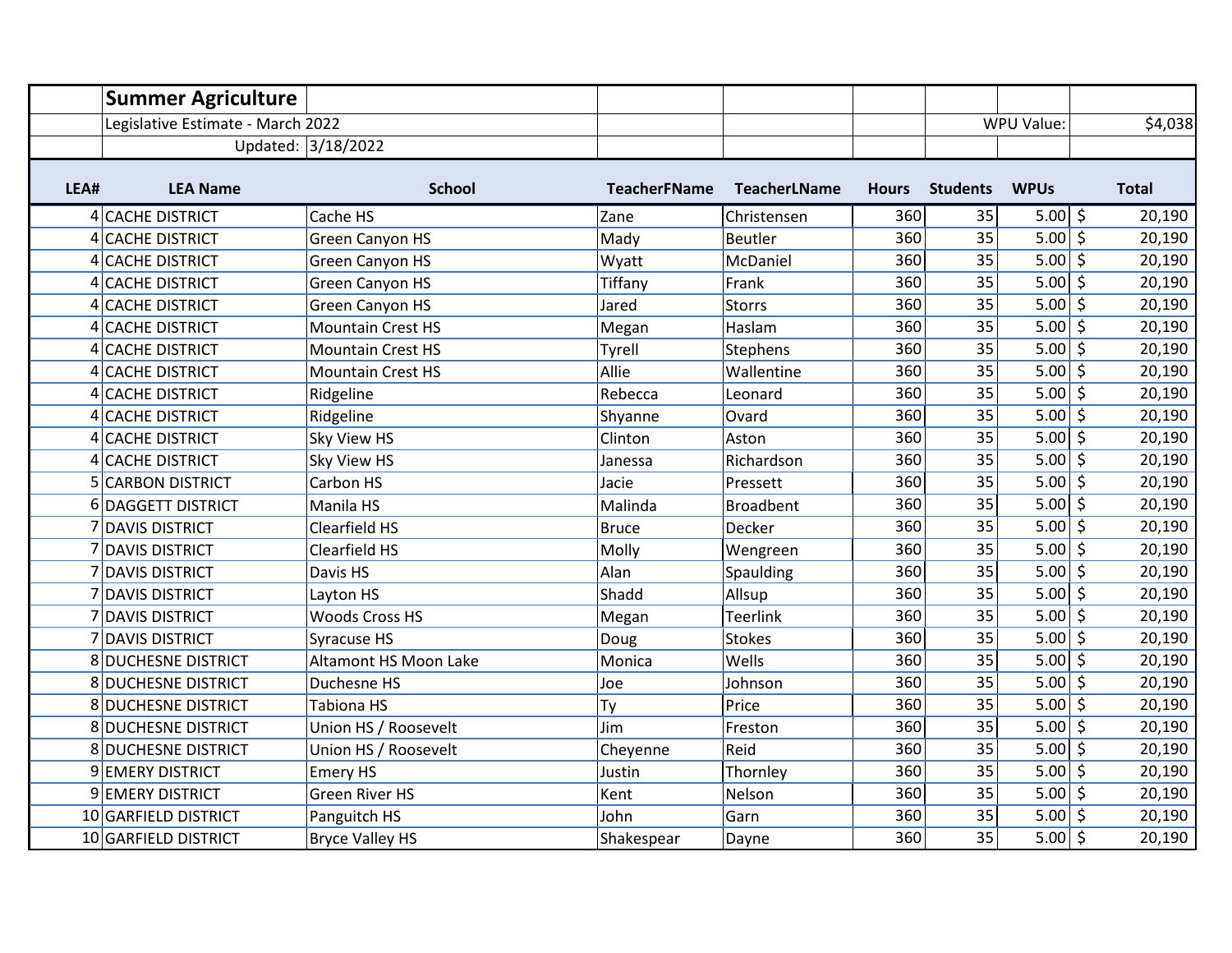**Summer Agriculture**

Legislative Estimate - March 2022

Updated: 3/18/2022

WPU Value: $4,038

| LEA# | LEA Name | School | TeacherFName | TeacherLName | Hours | Students | WPUs | Total |
|---|---|---|---|---|---|---|---|---|
| 4 | CACHE DISTRICT | Cache HS | Zane | Christensen | 360 | 35 | 5.00 | $ 20,190 |
| 4 | CACHE DISTRICT | Green Canyon HS | Mady | Beutler | 360 | 35 | 5.00 | $ 20,190 |
| 4 | CACHE DISTRICT | Green Canyon HS | Wyatt | McDaniel | 360 | 35 | 5.00 | $ 20,190 |
| 4 | CACHE DISTRICT | Green Canyon HS | Tiffany | Frank | 360 | 35 | 5.00 | $ 20,190 |
| 4 | CACHE DISTRICT | Green Canyon HS | Jared | Storrs | 360 | 35 | 5.00 | $ 20,190 |
| 4 | CACHE DISTRICT | Mountain Crest HS | Megan | Haslam | 360 | 35 | 5.00 | $ 20,190 |
| 4 | CACHE DISTRICT | Mountain Crest HS | Tyrell | Stephens | 360 | 35 | 5.00 | $ 20,190 |
| 4 | CACHE DISTRICT | Mountain Crest HS | Allie | Wallentine | 360 | 35 | 5.00 | $ 20,190 |
| 4 | CACHE DISTRICT | Ridgeline | Rebecca | Leonard | 360 | 35 | 5.00 | $ 20,190 |
| 4 | CACHE DISTRICT | Ridgeline | Shyanne | Ovard | 360 | 35 | 5.00 | $ 20,190 |
| 4 | CACHE DISTRICT | Sky View HS | Clinton | Aston | 360 | 35 | 5.00 | $ 20,190 |
| 4 | CACHE DISTRICT | Sky View HS | Janessa | Richardson | 360 | 35 | 5.00 | $ 20,190 |
| 5 | CARBON DISTRICT | Carbon HS | Jacie | Pressett | 360 | 35 | 5.00 | $ 20,190 |
| 6 | DAGGETT DISTRICT | Manila HS | Malinda | Broadbent | 360 | 35 | 5.00 | $ 20,190 |
| 7 | DAVIS DISTRICT | Clearfield HS | Bruce | Decker | 360 | 35 | 5.00 | $ 20,190 |
| 7 | DAVIS DISTRICT | Clearfield HS | Molly | Wengreen | 360 | 35 | 5.00 | $ 20,190 |
| 7 | DAVIS DISTRICT | Davis HS | Alan | Spaulding | 360 | 35 | 5.00 | $ 20,190 |
| 7 | DAVIS DISTRICT | Layton HS | Shadd | Allsup | 360 | 35 | 5.00 | $ 20,190 |
| 7 | DAVIS DISTRICT | Woods Cross HS | Megan | Teerlink | 360 | 35 | 5.00 | $ 20,190 |
| 7 | DAVIS DISTRICT | Syracuse HS | Doug | Stokes | 360 | 35 | 5.00 | $ 20,190 |
| 8 | DUCHESNE DISTRICT | Altamont HS Moon Lake | Monica | Wells | 360 | 35 | 5.00 | $ 20,190 |
| 8 | DUCHESNE DISTRICT | Duchesne HS | Joe | Johnson | 360 | 35 | 5.00 | $ 20,190 |
| 8 | DUCHESNE DISTRICT | Tabiona HS | Ty | Price | 360 | 35 | 5.00 | $ 20,190 |
| 8 | DUCHESNE DISTRICT | Union HS / Roosevelt | Jim | Freston | 360 | 35 | 5.00 | $ 20,190 |
| 8 | DUCHESNE DISTRICT | Union HS / Roosevelt | Cheyenne | Reid | 360 | 35 | 5.00 | $ 20,190 |
| 9 | EMERY DISTRICT | Emery HS | Justin | Thornley | 360 | 35 | 5.00 | $ 20,190 |
| 9 | EMERY DISTRICT | Green River HS | Kent | Nelson | 360 | 35 | 5.00 | $ 20,190 |
| 10 | GARFIELD DISTRICT | Panguitch HS | John | Garn | 360 | 35 | 5.00 | $ 20,190 |
| 10 | GARFIELD DISTRICT | Bryce Valley HS | Shakespear | Dayne | 360 | 35 | 5.00 | $ 20,190 |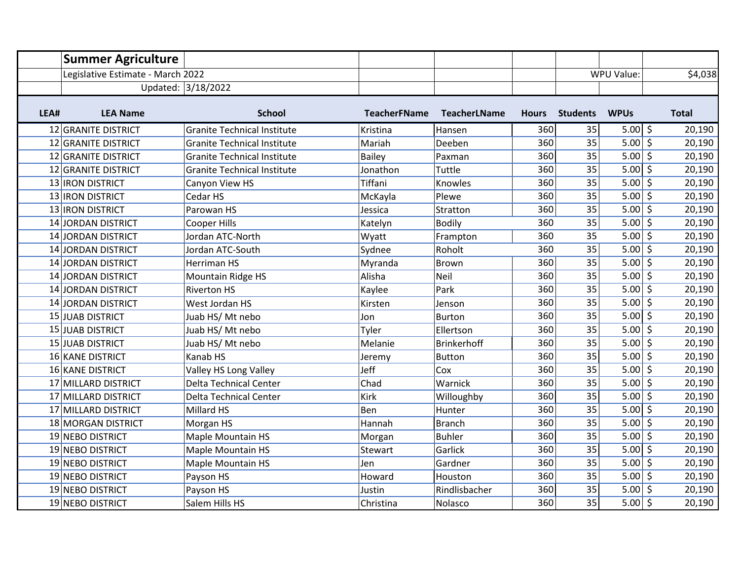| | **Summary Agriculture** | | | | | | | |
|---|---|---|---|---|---|---|---|---|
| | Legislative Estimate - March 2022 | | | | | | WPU Value: | $4,038 |
| | Updated: | 3/18/2022 | | | | | | |
| **LEA#** | **LEA Name** | **School** | **TeacherFName** | **TeacherLName** | **Hours** | **Students** | **WPUs** | **Total** |
| 12 | GRANITE DISTRICT | Granite Technical Institute | Kristina | Hansen | 360 | 35 | 5.00 | $ 20,190 |
| 12 | GRANITE DISTRICT | Granite Technical Institute | Mariah | Deeben | 360 | 35 | 5.00 | $ 20,190 |
| 12 | GRANITE DISTRICT | Granite Technical Institute | Bailey | Paxman | 360 | 35 | 5.00 | $ 20,190 |
| 12 | GRANITE DISTRICT | Granite Technical Institute | Jonathon | Tuttle | 360 | 35 | 5.00 | $ 20,190 |
| 13 | IRON DISTRICT | Canyon View HS | Tiffani | Knowles | 360 | 35 | 5.00 | $ 20,190 |
| 13 | IRON DISTRICT | Cedar HS | McKayla | Plewe | 360 | 35 | 5.00 | $ 20,190 |
| 13 | IRON DISTRICT | Parowan HS | Jessica | Stratton | 360 | 35 | 5.00 | $ 20,190 |
| 14 | JORDAN DISTRICT | Cooper Hills | Katelyn | Bodily | 360 | 35 | 5.00 | $ 20,190 |
| 14 | JORDAN DISTRICT | Jordan ATC-North | Wyatt | Frampton | 360 | 35 | 5.00 | $ 20,190 |
| 14 | JORDAN DISTRICT | Jordan ATC-South | Sydnee | Roholt | 360 | 35 | 5.00 | $ 20,190 |
| 14 | JORDAN DISTRICT | Herriman HS | Myranda | Brown | 360 | 35 | 5.00 | $ 20,190 |
| 14 | JORDAN DISTRICT | Mountain Ridge HS | Alisha | Neil | 360 | 35 | 5.00 | $ 20,190 |
| 14 | JORDAN DISTRICT | Riverton HS | Kaylee | Park | 360 | 35 | 5.00 | $ 20,190 |
| 14 | JORDAN DISTRICT | West Jordan HS | Kirsten | Jenson | 360 | 35 | 5.00 | $ 20,190 |
| 15 | JUAB DISTRICT | Juab HS/ Mt nebo | Jon | Burton | 360 | 35 | 5.00 | $ 20,190 |
| 15 | JUAB DISTRICT | Juab HS/ Mt nebo | Tyler | Ellertson | 360 | 35 | 5.00 | $ 20,190 |
| 15 | JUAB DISTRICT | Juab HS/ Mt nebo | Melanie | Brinkerhoff | 360 | 35 | 5.00 | $ 20,190 |
| 16 | KANE DISTRICT | Kanab HS | Jeremy | Button | 360 | 35 | 5.00 | $ 20,190 |
| 16 | KANE DISTRICT | Valley HS Long Valley | Jeff | Cox | 360 | 35 | 5.00 | $ 20,190 |
| 17 | MILLARD DISTRICT | Delta Technical Center | Chad | Warnick | 360 | 35 | 5.00 | $ 20,190 |
| 17 | MILLARD DISTRICT | Delta Technical Center | Kirk | Willoughby | 360 | 35 | 5.00 | $ 20,190 |
| 17 | MILLARD DISTRICT | Millard HS | Ben | Hunter | 360 | 35 | 5.00 | $ 20,190 |
| 18 | MORGAN DISTRICT | Morgan HS | Hannah | Branch | 360 | 35 | 5.00 | $ 20,190 |
| 19 | NEBO DISTRICT | Maple Mountain HS | Morgan | Buhler | 360 | 35 | 5.00 | $ 20,190 |
| 19 | NEBO DISTRICT | Maple Mountain HS | Stewart | Garlick | 360 | 35 | 5.00 | $ 20,190 |
| 19 | NEBO DISTRICT | Maple Mountain HS | Jen | Gardner | 360 | 35 | 5.00 | $ 20,190 |
| 19 | NEBO DISTRICT | Payson HS | Howard | Houston | 360 | 35 | 5.00 | $ 20,190 |
| 19 | NEBO DISTRICT | Payson HS | Justin | Rindlisbacher | 360 | 35 | 5.00 | $ 20,190 |
| 19 | NEBO DISTRICT | Salem Hills HS | Christina | Nolasco | 360 | 35 | 5.00 | $ 20,190 |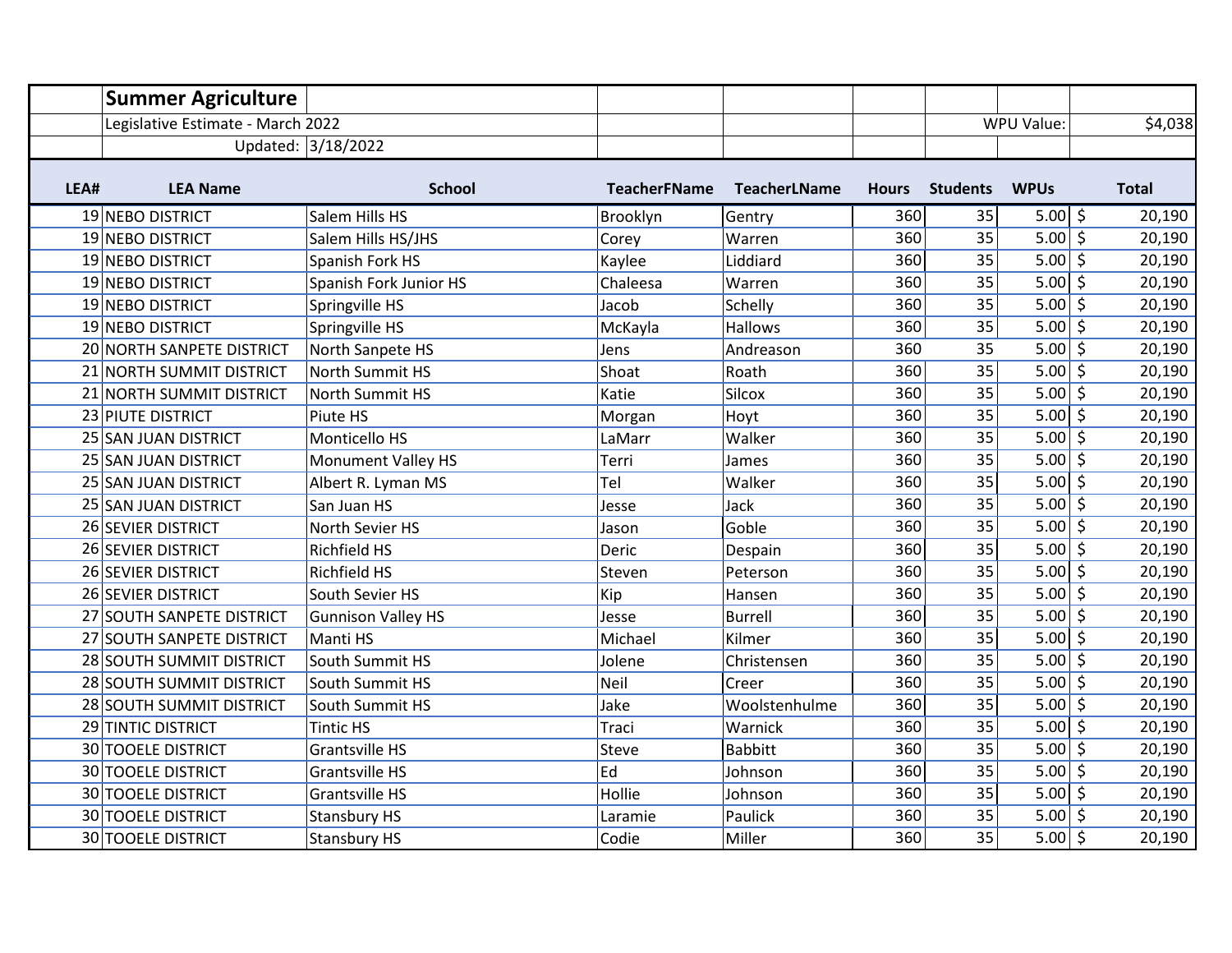## Summer Agriculture

Legislative Estimate - March 2022

Updated: 3/18/2022

WPU Value: $4,038

| LEA# | LEA Name | School | TeacherFName | TeacherLName | Hours | Students | WPUs | Total |
|---|---|---|---|---|---|---|---|---|
| 19 | NEBO DISTRICT | Salem Hills HS | Brooklyn | Gentry | 360 | 35 | 5.00 | $ 20,190 |
| 19 | NEBO DISTRICT | Salem Hills HS/JHS | Corey | Warren | 360 | 35 | 5.00 | $ 20,190 |
| 19 | NEBO DISTRICT | Spanish Fork HS | Kaylee | Liddiard | 360 | 35 | 5.00 | $ 20,190 |
| 19 | NEBO DISTRICT | Spanish Fork Junior HS | Chaleesa | Warren | 360 | 35 | 5.00 | $ 20,190 |
| 19 | NEBO DISTRICT | Springville HS | Jacob | Schelly | 360 | 35 | 5.00 | $ 20,190 |
| 19 | NEBO DISTRICT | Springville HS | McKayla | Hallows | 360 | 35 | 5.00 | $ 20,190 |
| 20 | NORTH SANPETE DISTRICT | North Sanpete HS | Jens | Andreason | 360 | 35 | 5.00 | $ 20,190 |
| 21 | NORTH SUMMIT DISTRICT | North Summit HS | Shoat | Roath | 360 | 35 | 5.00 | $ 20,190 |
| 21 | NORTH SUMMIT DISTRICT | North Summit HS | Katie | Silcox | 360 | 35 | 5.00 | $ 20,190 |
| 23 | PIUTE DISTRICT | Piute HS | Morgan | Hoyt | 360 | 35 | 5.00 | $ 20,190 |
| 25 | SAN JUAN DISTRICT | Monticello HS | LaMarr | Walker | 360 | 35 | 5.00 | $ 20,190 |
| 25 | SAN JUAN DISTRICT | Monument Valley HS | Terri | James | 360 | 35 | 5.00 | $ 20,190 |
| 25 | SAN JUAN DISTRICT | Albert R. Lyman MS | Tel | Walker | 360 | 35 | 5.00 | $ 20,190 |
| 25 | SAN JUAN DISTRICT | San Juan HS | Jesse | Jack | 360 | 35 | 5.00 | $ 20,190 |
| 26 | SEVIER DISTRICT | North Sevier HS | Jason | Goble | 360 | 35 | 5.00 | $ 20,190 |
| 26 | SEVIER DISTRICT | Richfield HS | Deric | Despain | 360 | 35 | 5.00 | $ 20,190 |
| 26 | SEVIER DISTRICT | Richfield HS | Steven | Peterson | 360 | 35 | 5.00 | $ 20,190 |
| 26 | SEVIER DISTRICT | South Sevier HS | Kip | Hansen | 360 | 35 | 5.00 | $ 20,190 |
| 27 | SOUTH SANPETE DISTRICT | Gunnison Valley HS | Jesse | Burrell | 360 | 35 | 5.00 | $ 20,190 |
| 27 | SOUTH SANPETE DISTRICT | Manti HS | Michael | Kilmer | 360 | 35 | 5.00 | $ 20,190 |
| 28 | SOUTH SUMMIT DISTRICT | South Summit HS | Jolene | Christensen | 360 | 35 | 5.00 | $ 20,190 |
| 28 | SOUTH SUMMIT DISTRICT | South Summit HS | Neil | Creer | 360 | 35 | 5.00 | $ 20,190 |
| 28 | SOUTH SUMMIT DISTRICT | South Summit HS | Jake | Woolstenhulme | 360 | 35 | 5.00 | $ 20,190 |
| 29 | TINTIC DISTRICT | Tintic HS | Traci | Warnick | 360 | 35 | 5.00 | $ 20,190 |
| 30 | TOOELE DISTRICT | Grantsville HS | Steve | Babbitt | 360 | 35 | 5.00 | $ 20,190 |
| 30 | TOOELE DISTRICT | Grantsville HS | Ed | Johnson | 360 | 35 | 5.00 | $ 20,190 |
| 30 | TOOELE DISTRICT | Grantsville HS | Hollie | Johnson | 360 | 35 | 5.00 | $ 20,190 |
| 30 | TOOELE DISTRICT | Stansbury HS | Laramie | Paulick | 360 | 35 | 5.00 | $ 20,190 |
| 30 | TOOELE DISTRICT | Stansbury HS | Codie | Miller | 360 | 35 | 5.00 | $ 20,190 |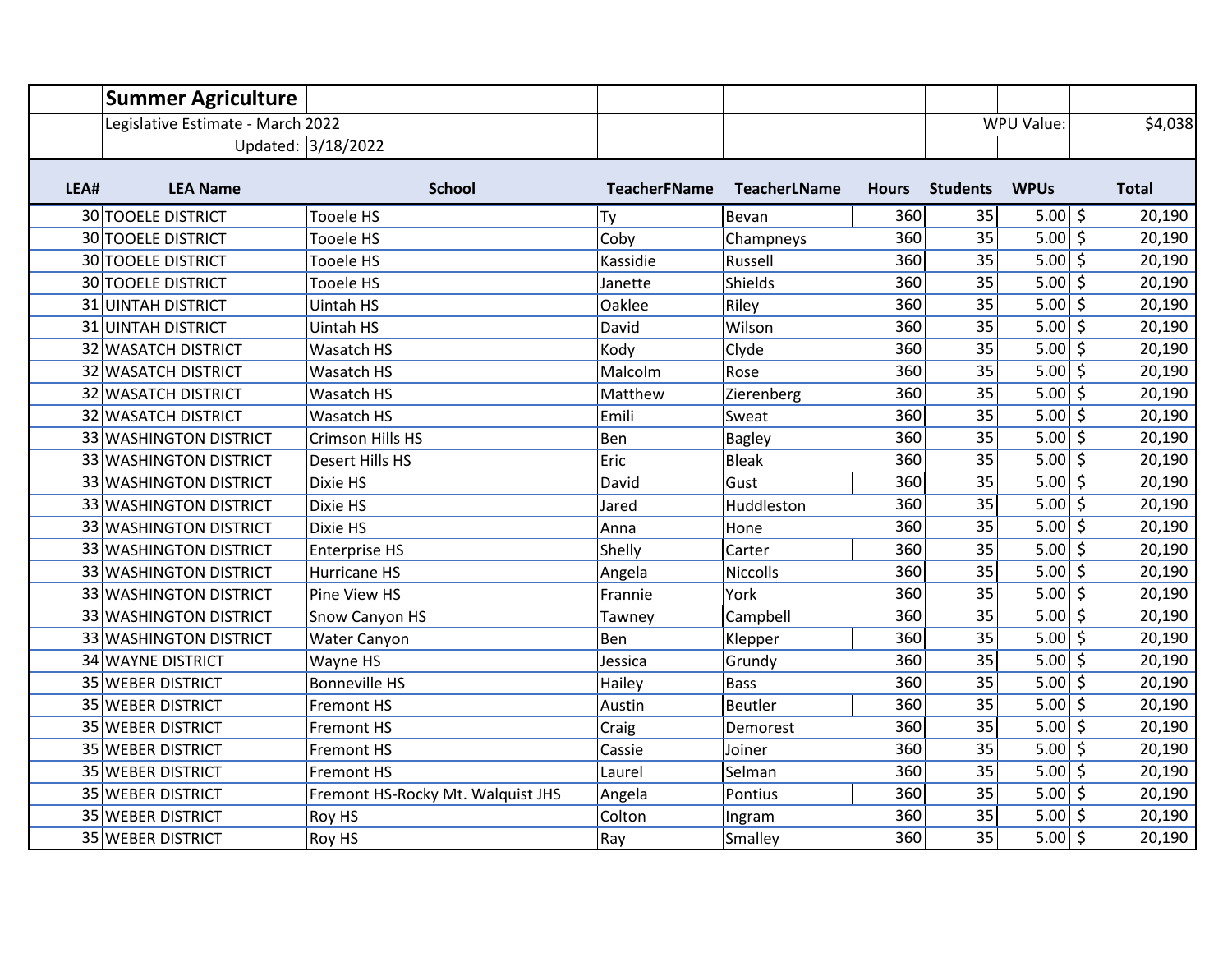| | **Summer Agriculture** | | | | | | | |
|---|---|---|---|---|---|---|---|---|
| | Legislative Estimate - March 2022 | | | | | | WPU Value: | $4,038 |
| | Updated: | 3/18/2022 | | | | | | |
| **LEA#** | **LEA Name** | **School** | **TeacherFName** | **TeacherLName** | **Hours** | **Students** | **WPUs** | **Total** |
| 30 | TOOELE DISTRICT | Tooele HS | Ty | Bevan | 360 | 35 | 5.00 | $ 20,190 |
| 30 | TOOELE DISTRICT | Tooele HS | Coby | Champneys | 360 | 35 | 5.00 | $ 20,190 |
| 30 | TOOELE DISTRICT | Tooele HS | Kassidie | Russell | 360 | 35 | 5.00 | $ 20,190 |
| 30 | TOOELE DISTRICT | Tooele HS | Janette | Shields | 360 | 35 | 5.00 | $ 20,190 |
| 31 | UINTAH DISTRICT | Uintah HS | Oaklee | Riley | 360 | 35 | 5.00 | $ 20,190 |
| 31 | UINTAH DISTRICT | Uintah HS | David | Wilson | 360 | 35 | 5.00 | $ 20,190 |
| 32 | WASATCH DISTRICT | Wasatch HS | Kody | Clyde | 360 | 35 | 5.00 | $ 20,190 |
| 32 | WASATCH DISTRICT | Wasatch HS | Malcolm | Rose | 360 | 35 | 5.00 | $ 20,190 |
| 32 | WASATCH DISTRICT | Wasatch HS | Matthew | Zierenberg | 360 | 35 | 5.00 | $ 20,190 |
| 32 | WASATCH DISTRICT | Wasatch HS | Emili | Sweat | 360 | 35 | 5.00 | $ 20,190 |
| 33 | WASHINGTON DISTRICT | Crimson Hills HS | Ben | Bagley | 360 | 35 | 5.00 | $ 20,190 |
| 33 | WASHINGTON DISTRICT | Desert Hills HS | Eric | Bleak | 360 | 35 | 5.00 | $ 20,190 |
| 33 | WASHINGTON DISTRICT | Dixie HS | David | Gust | 360 | 35 | 5.00 | $ 20,190 |
| 33 | WASHINGTON DISTRICT | Dixie HS | Jared | Huddleston | 360 | 35 | 5.00 | $ 20,190 |
| 33 | WASHINGTON DISTRICT | Dixie HS | Anna | Hone | 360 | 35 | 5.00 | $ 20,190 |
| 33 | WASHINGTON DISTRICT | Enterprise HS | Shelly | Carter | 360 | 35 | 5.00 | $ 20,190 |
| 33 | WASHINGTON DISTRICT | Hurricane HS | Angela | Niccolls | 360 | 35 | 5.00 | $ 20,190 |
| 33 | WASHINGTON DISTRICT | Pine View HS | Frannie | York | 360 | 35 | 5.00 | $ 20,190 |
| 33 | WASHINGTON DISTRICT | Snow Canyon HS | Tawney | Campbell | 360 | 35 | 5.00 | $ 20,190 |
| 33 | WASHINGTON DISTRICT | Water Canyon | Ben | Klepper | 360 | 35 | 5.00 | $ 20,190 |
| 34 | WAYNE DISTRICT | Wayne HS | Jessica | Grundy | 360 | 35 | 5.00 | $ 20,190 |
| 35 | WEBER DISTRICT | Bonneville HS | Hailey | Bass | 360 | 35 | 5.00 | $ 20,190 |
| 35 | WEBER DISTRICT | Fremont HS | Austin | Beutler | 360 | 35 | 5.00 | $ 20,190 |
| 35 | WEBER DISTRICT | Fremont HS | Craig | Demorest | 360 | 35 | 5.00 | $ 20,190 |
| 35 | WEBER DISTRICT | Fremont HS | Cassie | Joiner | 360 | 35 | 5.00 | $ 20,190 |
| 35 | WEBER DISTRICT | Fremont HS | Laurel | Selman | 360 | 35 | 5.00 | $ 20,190 |
| 35 | WEBER DISTRICT | Fremont HS-Rocky Mt. Walquist JHS | Angela | Pontius | 360 | 35 | 5.00 | $ 20,190 |
| 35 | WEBER DISTRICT | Roy HS | Colton | Ingram | 360 | 35 | 5.00 | $ 20,190 |
| 35 | WEBER DISTRICT | Roy HS | Ray | Smalley | 360 | 35 | 5.00 | $ 20,190 |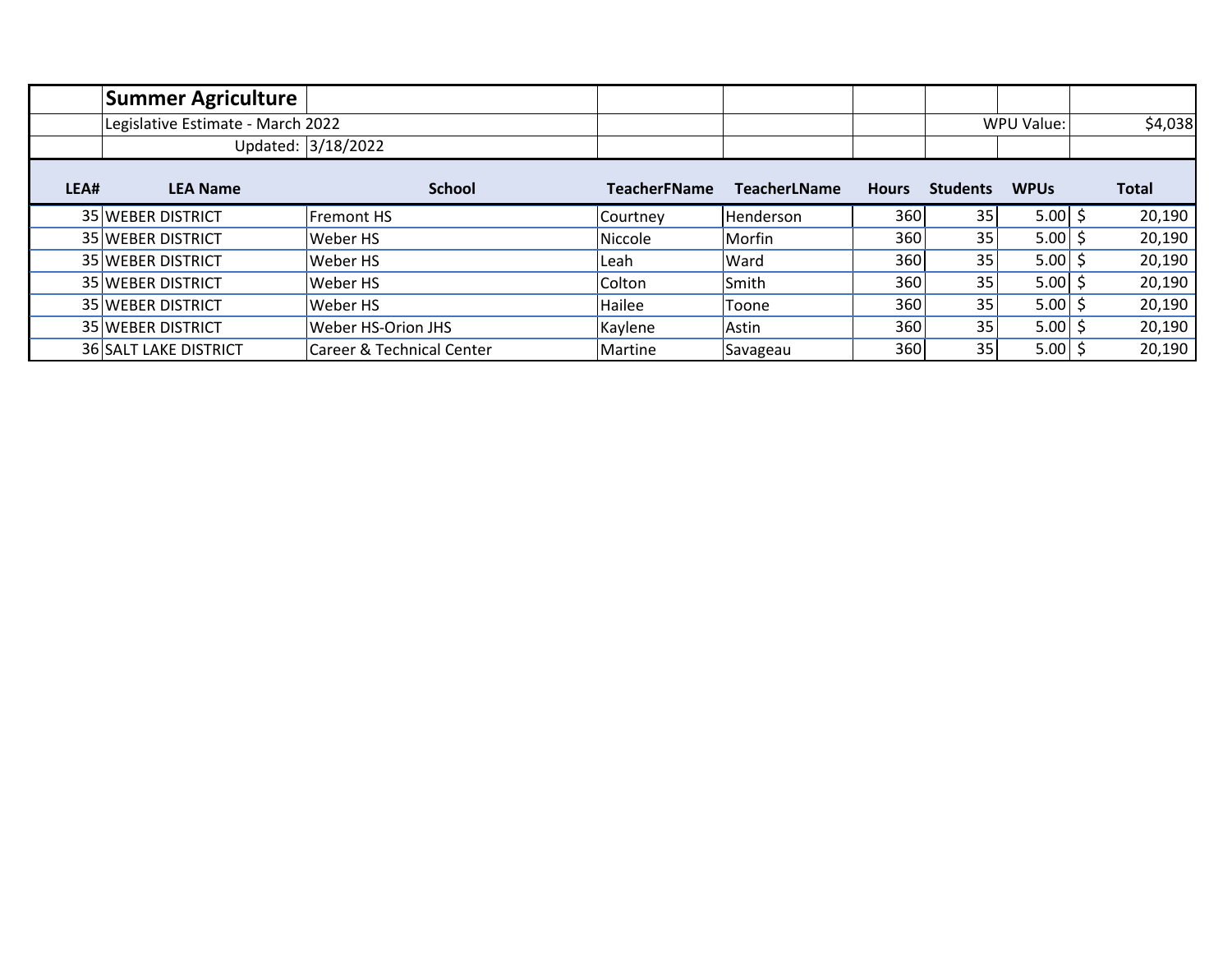## Summary Agriculture

Legislative Estimate - March 2022

Updated: 3/18/2022

WPU Value: $4,038

| LEA# | LEA Name | School | TeacherFName | TeacherLName | Hours | Students | WPUs | Total |
|---|---|---|---|---|---|---|---|---|
| 35 | WEBER DISTRICT | Fremont HS | Courtney | Henderson | 360 | 35 | 5.00 | $ 20,190 |
| 35 | WEBER DISTRICT | Weber HS | Niccole | Morfin | 360 | 35 | 5.00 | $ 20,190 |
| 35 | WEBER DISTRICT | Weber HS | Leah | Ward | 360 | 35 | 5.00 | $ 20,190 |
| 35 | WEBER DISTRICT | Weber HS | Colton | Smith | 360 | 35 | 5.00 | $ 20,190 |
| 35 | WEBER DISTRICT | Weber HS | Hailee | Toone | 360 | 35 | 5.00 | $ 20,190 |
| 35 | WEBER DISTRICT | Weber HS-Orion JHS | Kaylene | Astin | 360 | 35 | 5.00 | $ 20,190 |
| 36 | SALT LAKE DISTRICT | Career & Technical Center | Martine | Savageau | 360 | 35 | 5.00 | $ 20,190 |